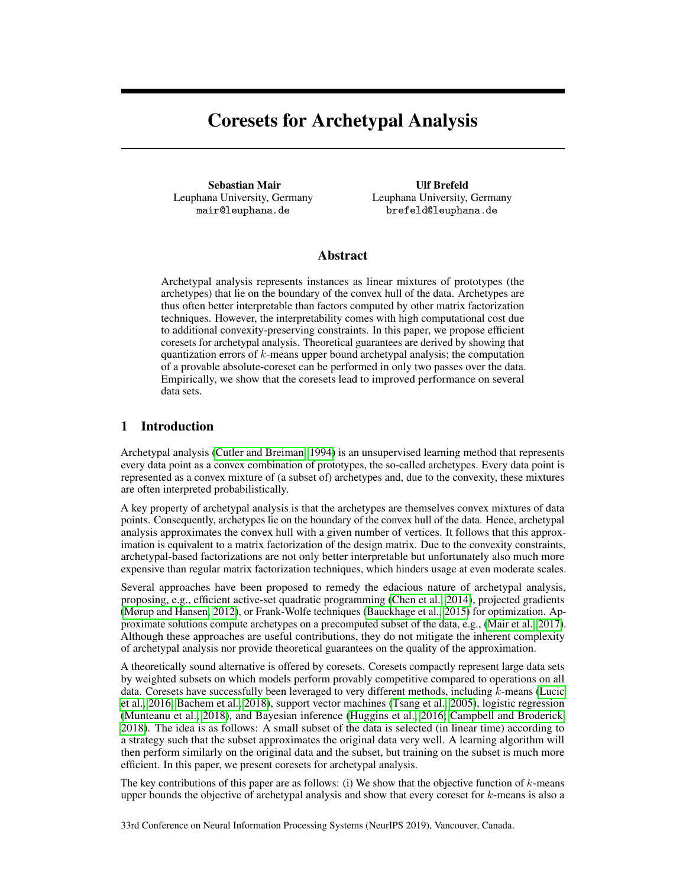# Coresets for Archetypal Analysis

**Sebastian Mair**
Leuphana University, Germany
mair@leuphana.de

**Ulf Brefeld**
Leuphana University, Germany
brefeld@leuphana.de

## Abstract

Archetypal analysis represents instances as linear mixtures of prototypes (the archetypes) that lie on the boundary of the convex hull of the data. Archetypes are thus often better interpretable than factors computed by other matrix factorization techniques. However, the interpretability comes with high computational cost due to additional convexity-preserving constraints. In this paper, we propose efficient coresets for archetypal analysis. Theoretical guarantees are derived by showing that quantization errors of $k$-means upper bound archetypal analysis; the computation of a provable absolute-coreset can be performed in only two passes over the data. Empirically, we show that the coresets lead to improved performance on several data sets.

## 1 Introduction

Archetypal analysis (Cutler and Breiman, 1994) is an unsupervised learning method that represents every data point as a convex combination of prototypes, the so-called archetypes. Every data point is represented as a convex mixture of (a subset of) archetypes and, due to the convexity, these mixtures are often interpreted probabilistically.

A key property of archetypal analysis is that the archetypes are themselves convex mixtures of data points. Consequently, archetypes lie on the boundary of the convex hull of the data. Hence, archetypal analysis approximates the convex hull with a given number of vertices. It follows that this approximation is equivalent to a matrix factorization of the design matrix. Due to the convexity constraints, archetypal-based factorizations are not only better interpretable but unfortunately also much more expensive than regular matrix factorization techniques, which hinders usage at even moderate scales.

Several approaches have been proposed to remedy the edacious nature of archetypal analysis, proposing, e.g., efficient active-set quadratic programming (Chen et al., 2014), projected gradients (Mørup and Hansen, 2012), or Frank-Wolfe techniques (Bauckhage et al., 2015) for optimization. Approximate solutions compute archetypes on a precomputed subset of the data, e.g., (Mair et al., 2017). Although these approaches are useful contributions, they do not mitigate the inherent complexity of archetypal analysis nor provide theoretical guarantees on the quality of the approximation.

A theoretically sound alternative is offered by coresets. Coresets compactly represent large data sets by weighted subsets on which models perform provably competitive compared to operations on all data. Coresets have successfully been leveraged to very different methods, including $k$-means (Lucic et al., 2016; Bachem et al., 2018), support vector machines (Tsang et al., 2005), logistic regression (Munteanu et al., 2018), and Bayesian inference (Huggins et al., 2016; Campbell and Broderick, 2018). The idea is as follows: A small subset of the data is selected (in linear time) according to a strategy such that the subset approximates the original data very well. A learning algorithm will then perform similarly on the original data and the subset, but training on the subset is much more efficient. In this paper, we present coresets for archetypal analysis.

The key contributions of this paper are as follows: (i) We show that the objective function of $k$-means upper bounds the objective of archetypal analysis and show that every coreset for $k$-means is also a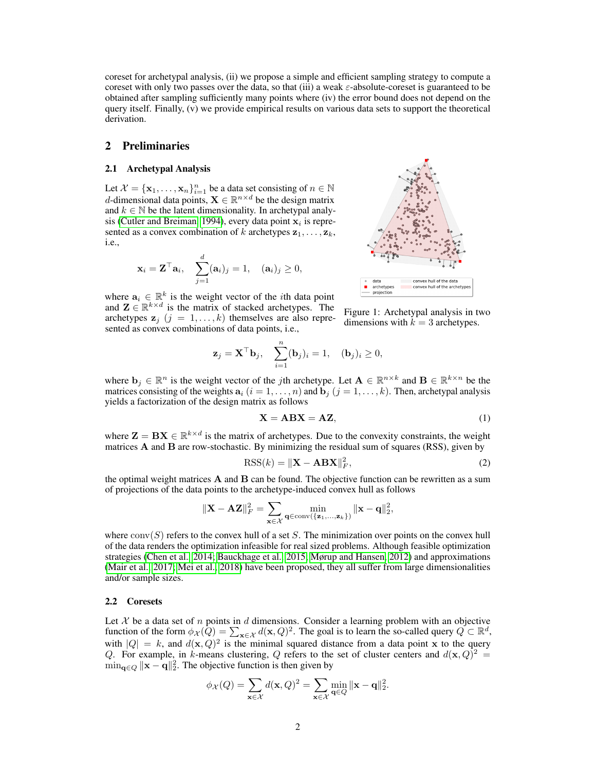coreset for archetypal analysis, (ii) we propose a simple and efficient sampling strategy to compute a coreset with only two passes over the data, so that (iii) a weak $\varepsilon$-absolute-coreset is guaranteed to be obtained after sampling sufficiently many points where (iv) the error bound does not depend on the query itself. Finally, (v) we provide empirical results on various data sets to support the theoretical derivation.

## 2 Preliminaries

### 2.1 Archetypal Analysis

Let $\mathcal{X} = \{\mathbf{x}_1, \ldots, \mathbf{x}_n\}_{i=1}^n$ be a data set consisting of $n \in \mathbb{N}$ $d$-dimensional data points, $\mathbf{X} \in \mathbb{R}^{n \times d}$ be the design matrix and $k \in \mathbb{N}$ be the latent dimensionality. In archetypal analysis (Cutler and Breiman, 1994), every data point $\mathbf{x}_i$ is represented as a convex combination of $k$ archetypes $\mathbf{z}_1, \ldots, \mathbf{z}_k$, i.e.,

$$\mathbf{x}_i = \mathbf{Z}^\top \mathbf{a}_i, \quad \sum_{j=1}^{d} (\mathbf{a}_i)_j = 1, \quad (\mathbf{a}_i)_j \geq 0,$$

where $\mathbf{a}_i \in \mathbb{R}^k$ is the weight vector of the $i$th data point and $\mathbf{Z} \in \mathbb{R}^{k \times d}$ is the matrix of stacked archetypes. The archetypes $\mathbf{z}_j$ $(j = 1, \ldots, k)$ themselves are also represented as convex combinations of data points, i.e.,

Figure 1: Archetypal analysis in two dimensions with $k = 3$ archetypes.

$$\mathbf{z}_j = \mathbf{X}^\top \mathbf{b}_j, \quad \sum_{i=1}^{n} (\mathbf{b}_j)_i = 1, \quad (\mathbf{b}_j)_i \geq 0,$$

where $\mathbf{b}_j \in \mathbb{R}^n$ is the weight vector of the $j$th archetype. Let $\mathbf{A} \in \mathbb{R}^{n \times k}$ and $\mathbf{B} \in \mathbb{R}^{k \times n}$ be the matrices consisting of the weights $\mathbf{a}_i$ $(i = 1, \ldots, n)$ and $\mathbf{b}_j$ $(j = 1, \ldots, k)$. Then, archetypal analysis yields a factorization of the design matrix as follows

$$\mathbf{X} = \mathbf{ABX} = \mathbf{AZ}, \tag{1}$$

where $\mathbf{Z} = \mathbf{BX} \in \mathbb{R}^{k \times d}$ is the matrix of archetypes. Due to the convexity constraints, the weight matrices $\mathbf{A}$ and $\mathbf{B}$ are row-stochastic. By minimizing the residual sum of squares (RSS), given by

$$\mathrm{RSS}(k) = \|\mathbf{X} - \mathbf{ABX}\|_F^2, \tag{2}$$

the optimal weight matrices $\mathbf{A}$ and $\mathbf{B}$ can be found. The objective function can be rewritten as a sum of projections of the data points to the archetype-induced convex hull as follows

$$\|\mathbf{X} - \mathbf{AZ}\|_F^2 = \sum_{\mathbf{x} \in \mathcal{X}} \min_{\mathbf{q} \in \mathrm{conv}(\{\mathbf{z}_1, \ldots, \mathbf{z}_k\})} \|\mathbf{x} - \mathbf{q}\|_2^2,$$

where $\mathrm{conv}(S)$ refers to the convex hull of a set $S$. The minimization over points on the convex hull of the data renders the optimization infeasible for real sized problems. Although feasible optimization strategies (Chen et al., 2014; Bauckhage et al., 2015; Mørup and Hansen, 2012) and approximations (Mair et al., 2017; Mei et al., 2018) have been proposed, they all suffer from large dimensionalities and/or sample sizes.

### 2.2 Coresets

Let $\mathcal{X}$ be a data set of $n$ points in $d$ dimensions. Consider a learning problem with an objective function of the form $\phi_{\mathcal{X}}(Q) = \sum_{\mathbf{x} \in \mathcal{X}} d(\mathbf{x}, Q)^2$. The goal is to learn the so-called query $Q \subset \mathbb{R}^d$, with $|Q| = k$, and $d(\mathbf{x}, Q)^2$ is the minimal squared distance from a data point $\mathbf{x}$ to the query $Q$. For example, in $k$-means clustering, $Q$ refers to the set of cluster centers and $d(\mathbf{x}, Q)^2 = \min_{\mathbf{q} \in Q} \|\mathbf{x} - \mathbf{q}\|_2^2$. The objective function is then given by

$$\phi_{\mathcal{X}}(Q) = \sum_{\mathbf{x} \in \mathcal{X}} d(\mathbf{x}, Q)^2 = \sum_{\mathbf{x} \in \mathcal{X}} \min_{\mathbf{q} \in Q} \|\mathbf{x} - \mathbf{q}\|_2^2.$$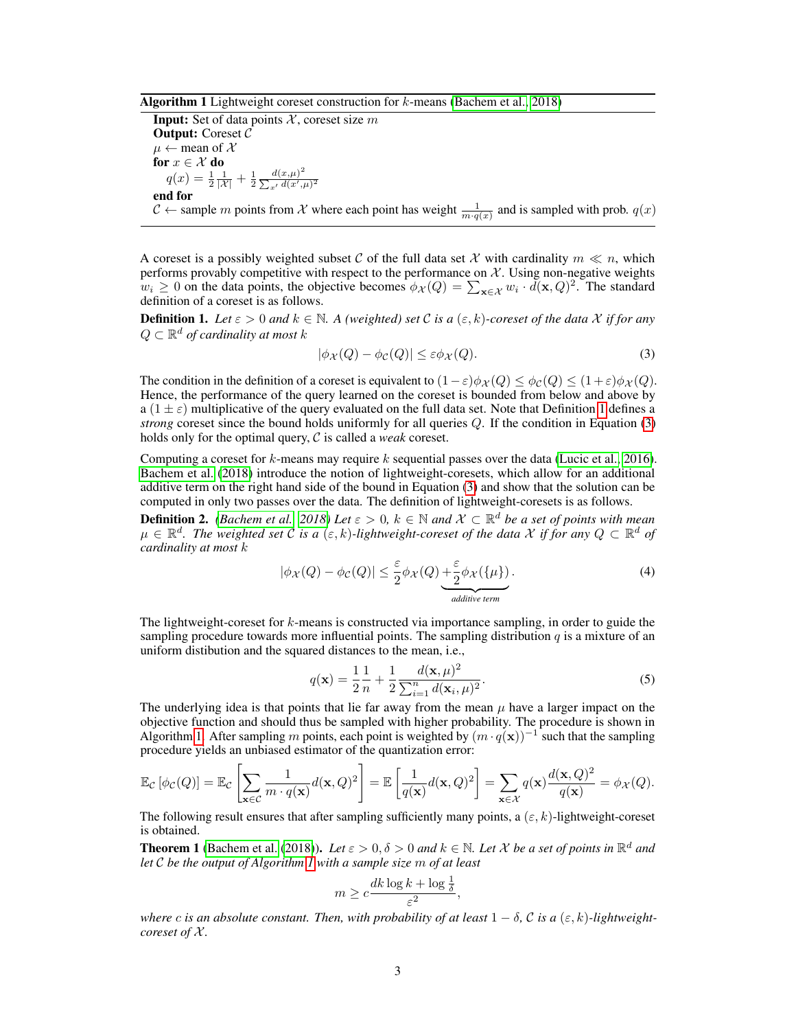**Algorithm 1** Lightweight coreset construction for $k$-means (Bachem et al., 2018)

**Input:** Set of data points $\mathcal{X}$, coreset size $m$
**Output:** Coreset $\mathcal{C}$
$\mu \leftarrow$ mean of $\mathcal{X}$
**for** $x \in \mathcal{X}$ **do**
  $q(x) = \frac{1}{2}\frac{1}{|\mathcal{X}|} + \frac{1}{2}\frac{d(x,\mu)^2}{\sum_{x'} d(x',\mu)^2}$
**end for**
$\mathcal{C} \leftarrow$ sample $m$ points from $\mathcal{X}$ where each point has weight $\frac{1}{m \cdot q(x)}$ and is sampled with prob. $q(x)$

A coreset is a possibly weighted subset $\mathcal{C}$ of the full data set $\mathcal{X}$ with cardinality $m \ll n$, which performs provably competitive with respect to the performance on $\mathcal{X}$. Using non-negative weights $w_i \geq 0$ on the data points, the objective becomes $\phi_{\mathcal{X}}(Q) = \sum_{\mathbf{x} \in \mathcal{X}} w_i \cdot d(\mathbf{x}, Q)^2$. The standard definition of a coreset is as follows.

**Definition 1.** *Let $\varepsilon > 0$ and $k \in \mathbb{N}$. A (weighted) set $\mathcal{C}$ is a $(\varepsilon, k)$-coreset of the data $\mathcal{X}$ if for any $Q \subset \mathbb{R}^d$ of cardinality at most $k$*

$$|\phi_{\mathcal{X}}(Q) - \phi_{\mathcal{C}}(Q)| \leq \varepsilon \phi_{\mathcal{X}}(Q). \tag{3}$$

The condition in the definition of a coreset is equivalent to $(1-\varepsilon)\phi_{\mathcal{X}}(Q) \leq \phi_{\mathcal{C}}(Q) \leq (1+\varepsilon)\phi_{\mathcal{X}}(Q)$. Hence, the performance of the query learned on the coreset is bounded from below and above by a $(1 \pm \varepsilon)$ multiplicative of the query evaluated on the full data set. Note that Definition 1 defines a *strong* coreset since the bound holds uniformly for all queries $Q$. If the condition in Equation (3) holds only for the optimal query, $\mathcal{C}$ is called a *weak* coreset.

Computing a coreset for $k$-means may require $k$ sequential passes over the data (Lucic et al., 2016). Bachem et al. (2018) introduce the notion of lightweight-coresets, which allow for an additional additive term on the right hand side of the bound in Equation (3) and show that the solution can be computed in only two passes over the data. The definition of lightweight-coresets is as follows.

**Definition 2.** *(Bachem et al., 2018) Let $\varepsilon > 0$, $k \in \mathbb{N}$ and $\mathcal{X} \subset \mathbb{R}^d$ be a set of points with mean $\mu \in \mathbb{R}^d$. The weighted set $\mathcal{C}$ is a $(\varepsilon, k)$-lightweight-coreset of the data $\mathcal{X}$ if for any $Q \subset \mathbb{R}^d$ of cardinality at most $k$*

$$|\phi_{\mathcal{X}}(Q) - \phi_{\mathcal{C}}(Q)| \leq \frac{\varepsilon}{2}\phi_{\mathcal{X}}(Q) \underbrace{+ \frac{\varepsilon}{2}\phi_{\mathcal{X}}(\{\mu\})}_{\text{additive term}}. \tag{4}$$

The lightweight-coreset for $k$-means is constructed via importance sampling, in order to guide the sampling procedure towards more influential points. The sampling distribution $q$ is a mixture of an uniform distibution and the squared distances to the mean, i.e.,

$$q(\mathbf{x}) = \frac{1}{2}\frac{1}{n} + \frac{1}{2}\frac{d(\mathbf{x}, \mu)^2}{\sum_{i=1}^{n} d(\mathbf{x}_i, \mu)^2}. \tag{5}$$

The underlying idea is that points that lie far away from the mean $\mu$ have a larger impact on the objective function and should thus be sampled with higher probability. The procedure is shown in Algorithm 1. After sampling $m$ points, each point is weighted by $(m \cdot q(\mathbf{x}))^{-1}$ such that the sampling procedure yields an unbiased estimator of the quantization error:

$$\mathbb{E}_{\mathcal{C}}\left[\phi_{\mathcal{C}}(Q)\right] = \mathbb{E}_{\mathcal{C}}\left[\sum_{\mathbf{x} \in \mathcal{C}} \frac{1}{m \cdot q(\mathbf{x})} d(\mathbf{x}, Q)^2\right] = \mathbb{E}\left[\frac{1}{q(\mathbf{x})} d(\mathbf{x}, Q)^2\right] = \sum_{\mathbf{x} \in \mathcal{X}} q(\mathbf{x}) \frac{d(\mathbf{x}, Q)^2}{q(\mathbf{x})} = \phi_{\mathcal{X}}(Q).$$

The following result ensures that after sampling sufficiently many points, a $(\varepsilon, k)$-lightweight-coreset is obtained.

**Theorem 1** (Bachem et al. (2018))**.** *Let $\varepsilon > 0, \delta > 0$ and $k \in \mathbb{N}$. Let $\mathcal{X}$ be a set of points in $\mathbb{R}^d$ and let $\mathcal{C}$ be the output of Algorithm 1 with a sample size $m$ of at least*

$$m \geq c\frac{dk \log k + \log \frac{1}{\delta}}{\varepsilon^2},$$

*where $c$ is an absolute constant. Then, with probability of at least $1 - \delta$, $\mathcal{C}$ is a $(\varepsilon, k)$-lightweight-coreset of $\mathcal{X}$.*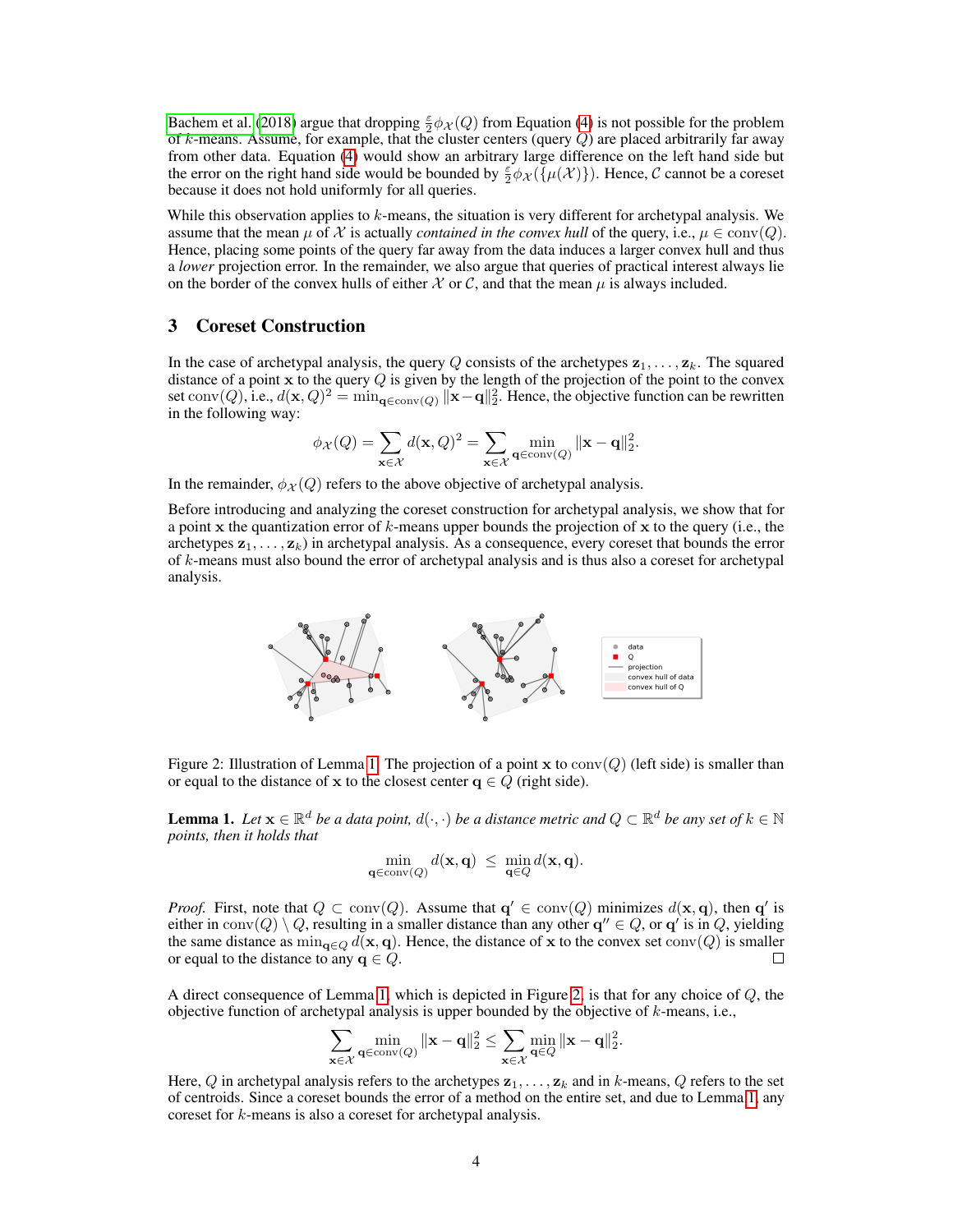Bachem et al. (2018) argue that dropping $\frac{\varepsilon}{2}\phi_{\mathcal{X}}(Q)$ from Equation (4) is not possible for the problem of $k$-means. Assume, for example, that the cluster centers (query $Q$) are placed arbitrarily far away from other data. Equation (4) would show an arbitrary large difference on the left hand side but the error on the right hand side would be bounded by $\frac{\varepsilon}{2}\phi_{\mathcal{X}}(\{\mu(\mathcal{X})\})$. Hence, $\mathcal{C}$ cannot be a coreset because it does not hold uniformly for all queries.

While this observation applies to $k$-means, the situation is very different for archetypal analysis. We assume that the mean $\mu$ of $\mathcal{X}$ is actually *contained in the convex hull* of the query, i.e., $\mu \in \operatorname{conv}(Q)$. Hence, placing some points of the query far away from the data induces a larger convex hull and thus a *lower* projection error. In the remainder, we also argue that queries of practical interest always lie on the border of the convex hulls of either $\mathcal{X}$ or $\mathcal{C}$, and that the mean $\mu$ is always included.

## 3 Coreset Construction

In the case of archetypal analysis, the query $Q$ consists of the archetypes $\mathbf{z}_1, \ldots, \mathbf{z}_k$. The squared distance of a point $\mathbf{x}$ to the query $Q$ is given by the length of the projection of the point to the convex set $\operatorname{conv}(Q)$, i.e., $d(\mathbf{x}, Q)^2 = \min_{\mathbf{q} \in \operatorname{conv}(Q)} \|\mathbf{x} - \mathbf{q}\|_2^2$. Hence, the objective function can be rewritten in the following way:

$$\phi_{\mathcal{X}}(Q) = \sum_{\mathbf{x} \in \mathcal{X}} d(\mathbf{x}, Q)^2 = \sum_{\mathbf{x} \in \mathcal{X}} \min_{\mathbf{q} \in \operatorname{conv}(Q)} \|\mathbf{x} - \mathbf{q}\|_2^2.$$

In the remainder, $\phi_{\mathcal{X}}(Q)$ refers to the above objective of archetypal analysis.

Before introducing and analyzing the coreset construction for archetypal analysis, we show that for a point $\mathbf{x}$ the quantization error of $k$-means upper bounds the projection of $\mathbf{x}$ to the query (i.e., the archetypes $\mathbf{z}_1, \ldots, \mathbf{z}_k$) in archetypal analysis. As a consequence, every coreset that bounds the error of $k$-means must also bound the error of archetypal analysis and is thus also a coreset for archetypal analysis.

Figure 2: Illustration of Lemma 1. The projection of a point $\mathbf{x}$ to $\operatorname{conv}(Q)$ (left side) is smaller than or equal to the distance of $\mathbf{x}$ to the closest center $\mathbf{q} \in Q$ (right side).

**Lemma 1.** *Let $\mathbf{x} \in \mathbb{R}^d$ be a data point, $d(\cdot, \cdot)$ be a distance metric and $Q \subset \mathbb{R}^d$ be any set of $k \in \mathbb{N}$ points, then it holds that*

$$\min_{\mathbf{q} \in \operatorname{conv}(Q)} d(\mathbf{x}, \mathbf{q}) \leq \min_{\mathbf{q} \in Q} d(\mathbf{x}, \mathbf{q}).$$

*Proof.* First, note that $Q \subset \operatorname{conv}(Q)$. Assume that $\mathbf{q}' \in \operatorname{conv}(Q)$ minimizes $d(\mathbf{x}, \mathbf{q})$, then $\mathbf{q}'$ is either in $\operatorname{conv}(Q) \setminus Q$, resulting in a smaller distance than any other $\mathbf{q}'' \in Q$, or $\mathbf{q}'$ is in $Q$, yielding the same distance as $\min_{\mathbf{q} \in Q} d(\mathbf{x}, \mathbf{q})$. Hence, the distance of $\mathbf{x}$ to the convex set $\operatorname{conv}(Q)$ is smaller or equal to the distance to any $\mathbf{q} \in Q$. □

A direct consequence of Lemma 1, which is depicted in Figure 2, is that for any choice of $Q$, the objective function of archetypal analysis is upper bounded by the objective of $k$-means, i.e.,

$$\sum_{\mathbf{x} \in \mathcal{X}} \min_{\mathbf{q} \in \operatorname{conv}(Q)} \|\mathbf{x} - \mathbf{q}\|_2^2 \leq \sum_{\mathbf{x} \in \mathcal{X}} \min_{\mathbf{q} \in Q} \|\mathbf{x} - \mathbf{q}\|_2^2.$$

Here, $Q$ in archetypal analysis refers to the archetypes $\mathbf{z}_1, \ldots, \mathbf{z}_k$ and in $k$-means, $Q$ refers to the set of centroids. Since a coreset bounds the error of a method on the entire set, and due to Lemma 1, any coreset for $k$-means is also a coreset for archetypal analysis.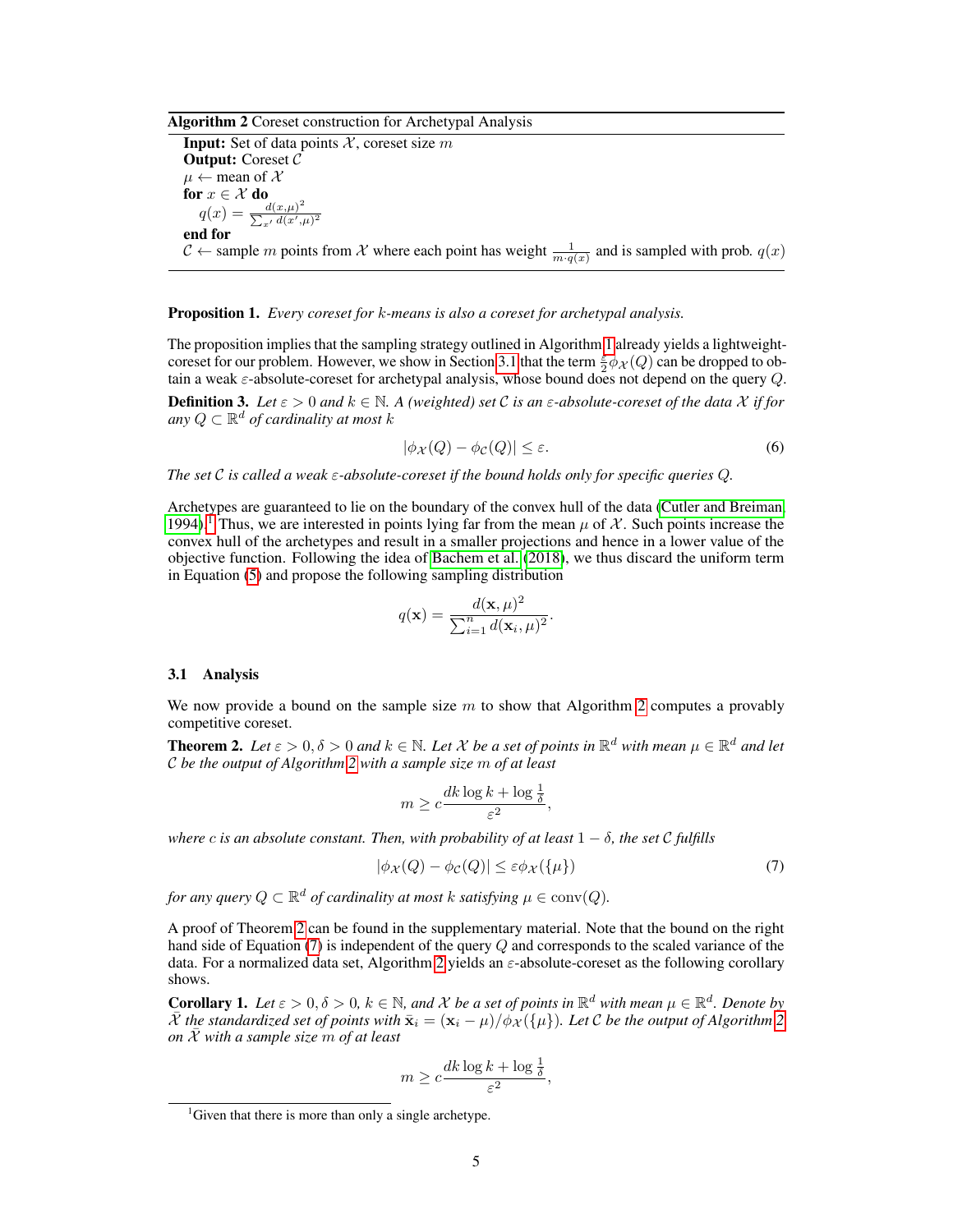**Algorithm 2** Coreset construction for Archetypal Analysis

**Input:** Set of data points $\mathcal{X}$, coreset size $m$
**Output:** Coreset $\mathcal{C}$
$\mu \leftarrow$ mean of $\mathcal{X}$
**for** $x \in \mathcal{X}$ **do**
  $q(x) = \frac{d(x,\mu)^2}{\sum_{x'} d(x',\mu)^2}$
**end for**
$\mathcal{C} \leftarrow$ sample $m$ points from $\mathcal{X}$ where each point has weight $\frac{1}{m \cdot q(x)}$ and is sampled with prob. $q(x)$

**Proposition 1.** *Every coreset for $k$-means is also a coreset for archetypal analysis.*

The proposition implies that the sampling strategy outlined in Algorithm 1 already yields a lightweight-coreset for our problem. However, we show in Section 3.1 that the term $\frac{\varepsilon}{2}\phi_{\mathcal{X}}(Q)$ can be dropped to obtain a weak $\varepsilon$-absolute-coreset for archetypal analysis, whose bound does not depend on the query $Q$.

**Definition 3.** *Let $\varepsilon > 0$ and $k \in \mathbb{N}$. A (weighted) set $\mathcal{C}$ is an $\varepsilon$-absolute-coreset of the data $\mathcal{X}$ if for any $Q \subset \mathbb{R}^d$ of cardinality at most $k$*

$$|\phi_{\mathcal{X}}(Q) - \phi_{\mathcal{C}}(Q)| \leq \varepsilon. \tag{6}$$

*The set $\mathcal{C}$ is called a weak $\varepsilon$-absolute-coreset if the bound holds only for specific queries $Q$.*

Archetypes are guaranteed to lie on the boundary of the convex hull of the data (Cutler and Breiman, 1994).[1] Thus, we are interested in points lying far from the mean $\mu$ of $\mathcal{X}$. Such points increase the convex hull of the archetypes and result in a smaller projections and hence in a lower value of the objective function. Following the idea of Bachem et al. (2018), we thus discard the uniform term in Equation (5) and propose the following sampling distribution

$$q(\mathbf{x}) = \frac{d(\mathbf{x},\mu)^2}{\sum_{i=1}^{n} d(\mathbf{x}_i,\mu)^2}.$$

### 3.1 Analysis

We now provide a bound on the sample size $m$ to show that Algorithm 2 computes a provably competitive coreset.

**Theorem 2.** *Let $\varepsilon > 0, \delta > 0$ and $k \in \mathbb{N}$. Let $\mathcal{X}$ be a set of points in $\mathbb{R}^d$ with mean $\mu \in \mathbb{R}^d$ and let $\mathcal{C}$ be the output of Algorithm 2 with a sample size $m$ of at least*

$$m \geq c\frac{dk\log k + \log\frac{1}{\delta}}{\varepsilon^2},$$

*where $c$ is an absolute constant. Then, with probability of at least $1-\delta$, the set $\mathcal{C}$ fulfills*

$$|\phi_{\mathcal{X}}(Q) - \phi_{\mathcal{C}}(Q)| \leq \varepsilon\phi_{\mathcal{X}}(\{\mu\}) \tag{7}$$

*for any query $Q \subset \mathbb{R}^d$ of cardinality at most $k$ satisfying $\mu \in \operatorname{conv}(Q)$.*

A proof of Theorem 2 can be found in the supplementary material. Note that the bound on the right hand side of Equation (7) is independent of the query $Q$ and corresponds to the scaled variance of the data. For a normalized data set, Algorithm 2 yields an $\varepsilon$-absolute-coreset as the following corollary shows.

**Corollary 1.** *Let $\varepsilon > 0, \delta > 0$, $k \in \mathbb{N}$, and $\mathcal{X}$ be a set of points in $\mathbb{R}^d$ with mean $\mu \in \mathbb{R}^d$. Denote by $\bar{\mathcal{X}}$ the standardized set of points with $\bar{\mathbf{x}}_i = (\mathbf{x}_i - \mu)/\phi_{\mathcal{X}}(\{\mu\})$. Let $\mathcal{C}$ be the output of Algorithm 2 on $\bar{\mathcal{X}}$ with a sample size $m$ of at least*

$$m \geq c\frac{dk\log k + \log\frac{1}{\delta}}{\varepsilon^2},$$

[1] Given that there is more than only a single archetype.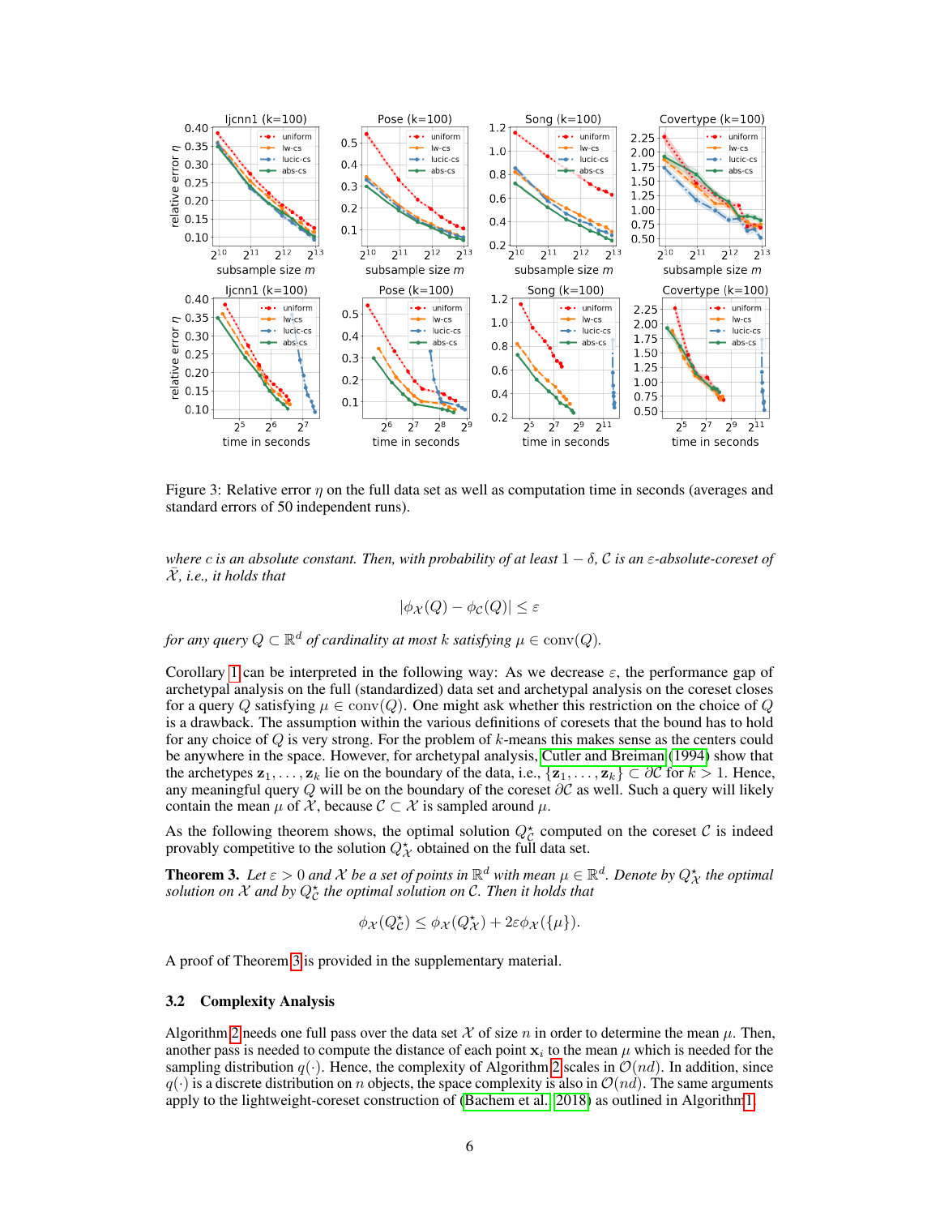Figure 3: Relative error $\eta$ on the full data set as well as computation time in seconds (averages and standard errors of 50 independent runs).

*where $c$ is an absolute constant. Then, with probability of at least $1 - \delta$, $\mathcal{C}$ is an $\varepsilon$-absolute-coreset of $\tilde{\mathcal{X}}$, i.e., it holds that*

$$|\phi_{\mathcal{X}}(Q) - \phi_{\mathcal{C}}(Q)| \leq \varepsilon$$

*for any query $Q \subset \mathbb{R}^d$ of cardinality at most $k$ satisfying $\mu \in \operatorname{conv}(Q)$.*

Corollary 1 can be interpreted in the following way: As we decrease $\varepsilon$, the performance gap of archetypal analysis on the full (standardized) data set and archetypal analysis on the coreset closes for a query $Q$ satisfying $\mu \in \operatorname{conv}(Q)$. One might ask whether this restriction on the choice of $Q$ is a drawback. The assumption within the various definitions of coresets that the bound has to hold for any choice of $Q$ is very strong. For the problem of $k$-means this makes sense as the centers could be anywhere in the space. However, for archetypal analysis, Cutler and Breiman (1994) show that the archetypes $\mathbf{z}_1, \ldots, \mathbf{z}_k$ lie on the boundary of the data, i.e., $\{\mathbf{z}_1, \ldots, \mathbf{z}_k\} \subset \partial\mathcal{C}$ for $k > 1$. Hence, any meaningful query $Q$ will be on the boundary of the coreset $\partial\mathcal{C}$ as well. Such a query will likely contain the mean $\mu$ of $\mathcal{X}$, because $\mathcal{C} \subset \mathcal{X}$ is sampled around $\mu$.

As the following theorem shows, the optimal solution $Q^\star_{\mathcal{C}}$ computed on the coreset $\mathcal{C}$ is indeed provably competitive to the solution $Q^\star_{\mathcal{X}}$ obtained on the full data set.

**Theorem 3.** *Let $\varepsilon > 0$ and $\mathcal{X}$ be a set of points in $\mathbb{R}^d$ with mean $\mu \in \mathbb{R}^d$. Denote by $Q^\star_{\mathcal{X}}$ the optimal solution on $\mathcal{X}$ and by $Q^\star_{\mathcal{C}}$ the optimal solution on $\mathcal{C}$. Then it holds that*

$$\phi_{\mathcal{X}}(Q^\star_{\mathcal{C}}) \leq \phi_{\mathcal{X}}(Q^\star_{\mathcal{X}}) + 2\varepsilon\phi_{\mathcal{X}}(\{\mu\}).$$

A proof of Theorem 3 is provided in the supplementary material.

### 3.2 Complexity Analysis

Algorithm 2 needs one full pass over the data set $\mathcal{X}$ of size $n$ in order to determine the mean $\mu$. Then, another pass is needed to compute the distance of each point $\mathbf{x}_i$ to the mean $\mu$ which is needed for the sampling distribution $q(\cdot)$. Hence, the complexity of Algorithm 2 scales in $\mathcal{O}(nd)$. In addition, since $q(\cdot)$ is a discrete distribution on $n$ objects, the space complexity is also in $\mathcal{O}(nd)$. The same arguments apply to the lightweight-coreset construction of (Bachem et al., 2018) as outlined in Algorithm 1.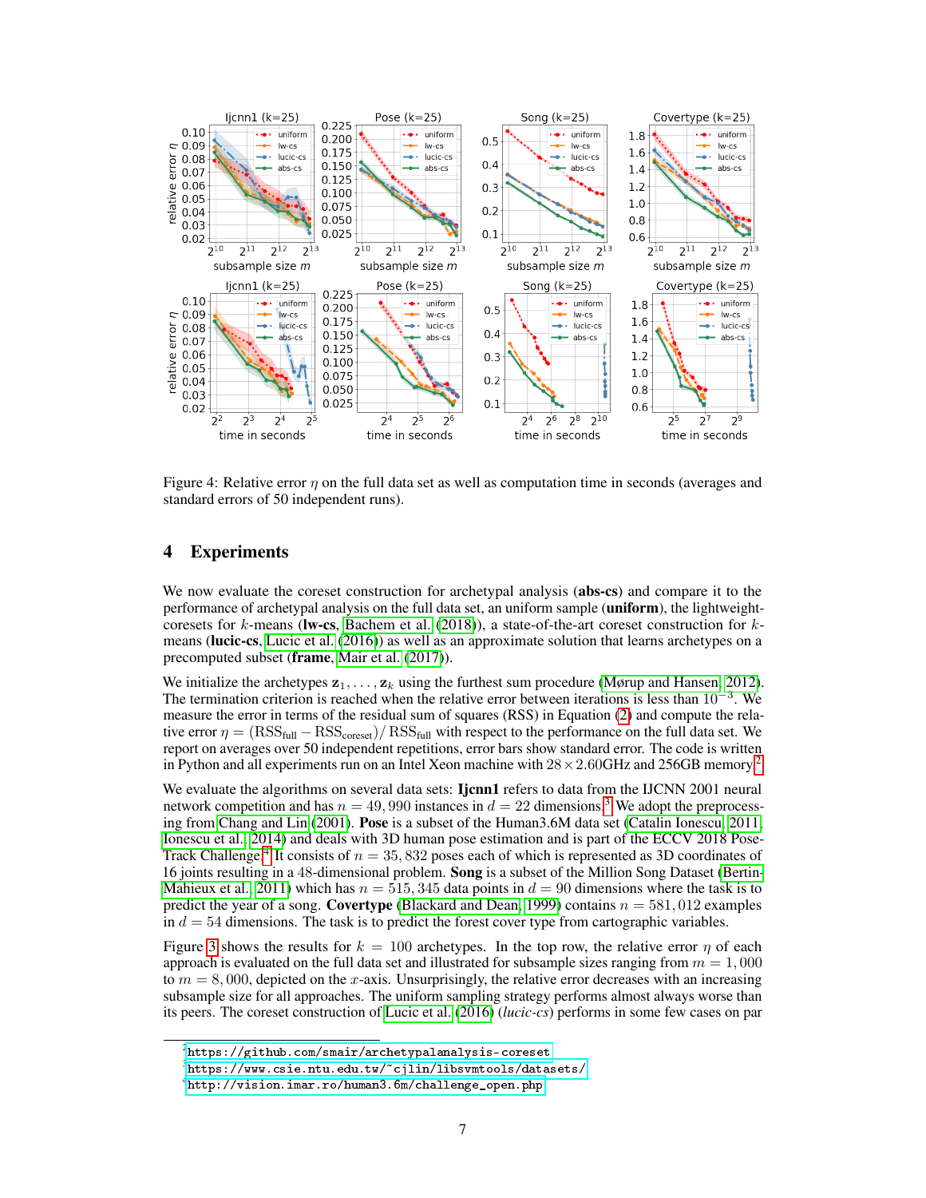Figure 4: Relative error $\eta$ on the full data set as well as computation time in seconds (averages and standard errors of 50 independent runs).

## 4 Experiments

We now evaluate the coreset construction for archetypal analysis (**abs-cs**) and compare it to the performance of archetypal analysis on the full data set, an uniform sample (**uniform**), the lightweight-coresets for $k$-means (**lw-cs**, Bachem et al. (2018)), a state-of-the-art coreset construction for $k$-means (**lucic-cs**, Lucic et al. (2016)) as well as an approximate solution that learns archetypes on a precomputed subset (**frame**, Mair et al. (2017)).

We initialize the archetypes $\mathbf{z}_1, \ldots, \mathbf{z}_k$ using the furthest sum procedure (Mørup and Hansen, 2012). The termination criterion is reached when the relative error between iterations is less than $10^{-3}$. We measure the error in terms of the residual sum of squares (RSS) in Equation (2) and compute the relative error $\eta = (\mathrm{RSS}_{\text{full}} - \mathrm{RSS}_{\text{coreset}}) / \mathrm{RSS}_{\text{full}}$ with respect to the performance on the full data set. We report on averages over 50 independent repetitions, error bars show standard error. The code is written in Python and all experiments run on an Intel Xeon machine with $28 \times 2.60$GHz and 256GB memory[2].

We evaluate the algorithms on several data sets: **Ijcnn1** refers to data from the IJCNN 2001 neural network competition and has $n = 49,990$ instances in $d = 22$ dimensions.[3] We adopt the preprocessing from Chang and Lin (2001). **Pose** is a subset of the Human3.6M data set (Catalin Ionescu, 2011; Ionescu et al., 2014) and deals with 3D human pose estimation and is part of the ECCV 2018 PoseTrack Challenge.[4] It consists of $n = 35,832$ poses each of which is represented as 3D coordinates of 16 joints resulting in a 48-dimensional problem. **Song** is a subset of the Million Song Dataset (Bertin-Mahieux et al., 2011) which has $n = 515,345$ data points in $d = 90$ dimensions where the task is to predict the year of a song. **Covertype** (Blackard and Dean, 1999) contains $n = 581,012$ examples in $d = 54$ dimensions. The task is to predict the forest cover type from cartographic variables.

Figure 3 shows the results for $k = 100$ archetypes. In the top row, the relative error $\eta$ of each approach is evaluated on the full data set and illustrated for subsample sizes ranging from $m = 1,000$ to $m = 8,000$, depicted on the $x$-axis. Unsurprisingly, the relative error decreases with an increasing subsample size for all approaches. The uniform sampling strategy performs almost always worse than its peers. The coreset construction of Lucic et al. (2016) (*lucic-cs*) performs in some few cases on par

---

[2] https://github.com/smair/archetypalanalysis-coreset

[3] https://www.csie.ntu.edu.tw/~cjlin/libsvmtools/datasets/

[4] http://vision.imar.ro/human3.6m/challenge_open.php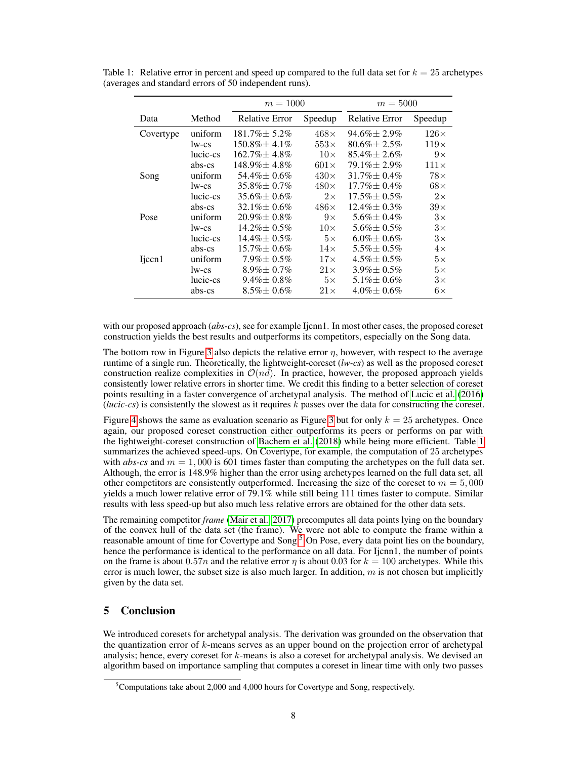Table 1: Relative error in percent and speed up compared to the full data set for $k = 25$ archetypes (averages and standard errors of 50 independent runs).

| | | $m = 1000$ | | $m = 5000$ | |
|---|---|---|---|---|---|
| Data | Method | Relative Error | Speedup | Relative Error | Speedup |
| Covertype | uniform | 181.7%± 5.2% | 468× | 94.6%± 2.9% | 126× |
| | lw-cs | 150.8%± 4.1% | 553× | 80.6%± 2.5% | 119× |
| | lucic-cs | 162.7%± 4.8% | 10× | 85.4%± 2.6% | 9× |
| | abs-cs | 148.9%± 4.8% | 601× | 79.1%± 2.9% | 111× |
| Song | uniform | 54.4%± 0.6% | 430× | 31.7%± 0.4% | 78× |
| | lw-cs | 35.8%± 0.7% | 480× | 17.7%± 0.4% | 68× |
| | lucic-cs | 35.6%± 0.6% | 2× | 17.5%± 0.5% | 2× |
| | abs-cs | 32.1%± 0.6% | 486× | 12.4%± 0.3% | 39× |
| Pose | uniform | 20.9%± 0.8% | 9× | 5.6%± 0.4% | 3× |
| | lw-cs | 14.2%± 0.5% | 10× | 5.6%± 0.5% | 3× |
| | lucic-cs | 14.4%± 0.5% | 5× | 6.0%± 0.6% | 3× |
| | abs-cs | 15.7%± 0.6% | 14× | 5.5%± 0.5% | 4× |
| Ijccn1 | uniform | 7.9%± 0.5% | 17× | 4.5%± 0.5% | 5× |
| | lw-cs | 8.9%± 0.7% | 21× | 3.9%± 0.5% | 5× |
| | lucic-cs | 9.4%± 0.8% | 5× | 5.1%± 0.6% | 3× |
| | abs-cs | 8.5%± 0.6% | 21× | 4.0%± 0.6% | 6× |

with our proposed approach (*abs-cs*), see for example Ijccn1. In most other cases, the proposed coreset construction yields the best results and outperforms its competitors, especially on the Song data.

The bottom row in Figure 3 also depicts the relative error $\eta$, however, with respect to the average runtime of a single run. Theoretically, the lightweight-coreset (*lw-cs*) as well as the proposed coreset construction realize complexities in $\mathcal{O}(nd)$. In practice, however, the proposed approach yields consistently lower relative errors in shorter time. We credit this finding to a better selection of coreset points resulting in a faster convergence of archetypal analysis. The method of Lucic et al. (2016) (*lucic-cs*) is consistently the slowest as it requires $k$ passes over the data for constructing the coreset.

Figure 4 shows the same as evaluation scenario as Figure 3 but for only $k = 25$ archetypes. Once again, our proposed coreset construction either outperforms its peers or performs on par with the lightweight-coreset construction of Bachem et al. (2018) while being more efficient. Table 1 summarizes the achieved speed-ups. On Covertype, for example, the computation of 25 archetypes with *abs-cs* and $m = 1,000$ is 601 times faster than computing the archetypes on the full data set. Although, the error is 148.9% higher than the error using archetypes learned on the full data set, all other competitors are consistently outperformed. Increasing the size of the coreset to $m = 5,000$ yields a much lower relative error of 79.1% while still being 111 times faster to compute. Similar results with less speed-up but also much less relative errors are obtained for the other data sets.

The remaining competitor *frame* (Mair et al., 2017) precomputes all data points lying on the boundary of the convex hull of the data set (the frame). We were not able to compute the frame within a reasonable amount of time for Covertype and Song.[5] On Pose, every data point lies on the boundary, hence the performance is identical to the performance on all data. For Ijcnn1, the number of points on the frame is about $0.57n$ and the relative error $\eta$ is about 0.03 for $k = 100$ archetypes. While this error is much lower, the subset size is also much larger. In addition, $m$ is not chosen but implicitly given by the data set.

## 5 Conclusion

We introduced coresets for archetypal analysis. The derivation was grounded on the observation that the quantization error of $k$-means serves as an upper bound on the projection error of archetypal analysis; hence, every coreset for $k$-means is also a coreset for archetypal analysis. We devised an algorithm based on importance sampling that computes a coreset in linear time with only two passes

[5] Computations take about 2,000 and 4,000 hours for Covertype and Song, respectively.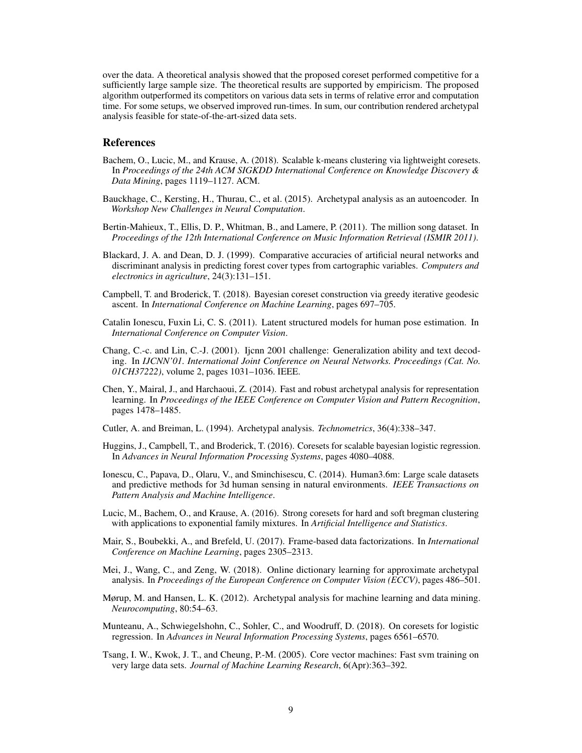over the data. A theoretical analysis showed that the proposed coreset performed competitive for a sufficiently large sample size. The theoretical results are supported by empiricism. The proposed algorithm outperformed its competitors on various data sets in terms of relative error and computation time. For some setups, we observed improved run-times. In sum, our contribution rendered archetypal analysis feasible for state-of-the-art-sized data sets.

## References

Bachem, O., Lucic, M., and Krause, A. (2018). Scalable k-means clustering via lightweight coresets. In *Proceedings of the 24th ACM SIGKDD International Conference on Knowledge Discovery & Data Mining*, pages 1119–1127. ACM.

Bauckhage, C., Kersting, H., Thurau, C., et al. (2015). Archetypal analysis as an autoencoder. In *Workshop New Challenges in Neural Computation*.

Bertin-Mahieux, T., Ellis, D. P., Whitman, B., and Lamere, P. (2011). The million song dataset. In *Proceedings of the 12th International Conference on Music Information Retrieval (ISMIR 2011)*.

Blackard, J. A. and Dean, D. J. (1999). Comparative accuracies of artificial neural networks and discriminant analysis in predicting forest cover types from cartographic variables. *Computers and electronics in agriculture*, 24(3):131–151.

Campbell, T. and Broderick, T. (2018). Bayesian coreset construction via greedy iterative geodesic ascent. In *International Conference on Machine Learning*, pages 697–705.

Catalin Ionescu, Fuxin Li, C. S. (2011). Latent structured models for human pose estimation. In *International Conference on Computer Vision*.

Chang, C.-c. and Lin, C.-J. (2001). Ijcnn 2001 challenge: Generalization ability and text decoding. In *IJCNN'01. International Joint Conference on Neural Networks. Proceedings (Cat. No. 01CH37222)*, volume 2, pages 1031–1036. IEEE.

Chen, Y., Mairal, J., and Harchaoui, Z. (2014). Fast and robust archetypal analysis for representation learning. In *Proceedings of the IEEE Conference on Computer Vision and Pattern Recognition*, pages 1478–1485.

Cutler, A. and Breiman, L. (1994). Archetypal analysis. *Technometrics*, 36(4):338–347.

Huggins, J., Campbell, T., and Broderick, T. (2016). Coresets for scalable bayesian logistic regression. In *Advances in Neural Information Processing Systems*, pages 4080–4088.

Ionescu, C., Papava, D., Olaru, V., and Sminchisescu, C. (2014). Human3.6m: Large scale datasets and predictive methods for 3d human sensing in natural environments. *IEEE Transactions on Pattern Analysis and Machine Intelligence*.

Lucic, M., Bachem, O., and Krause, A. (2016). Strong coresets for hard and soft bregman clustering with applications to exponential family mixtures. In *Artificial Intelligence and Statistics*.

Mair, S., Boubekki, A., and Brefeld, U. (2017). Frame-based data factorizations. In *International Conference on Machine Learning*, pages 2305–2313.

Mei, J., Wang, C., and Zeng, W. (2018). Online dictionary learning for approximate archetypal analysis. In *Proceedings of the European Conference on Computer Vision (ECCV)*, pages 486–501.

Mørup, M. and Hansen, L. K. (2012). Archetypal analysis for machine learning and data mining. *Neurocomputing*, 80:54–63.

Munteanu, A., Schwiegelshohn, C., Sohler, C., and Woodruff, D. (2018). On coresets for logistic regression. In *Advances in Neural Information Processing Systems*, pages 6561–6570.

Tsang, I. W., Kwok, J. T., and Cheung, P.-M. (2005). Core vector machines: Fast svm training on very large data sets. *Journal of Machine Learning Research*, 6(Apr):363–392.